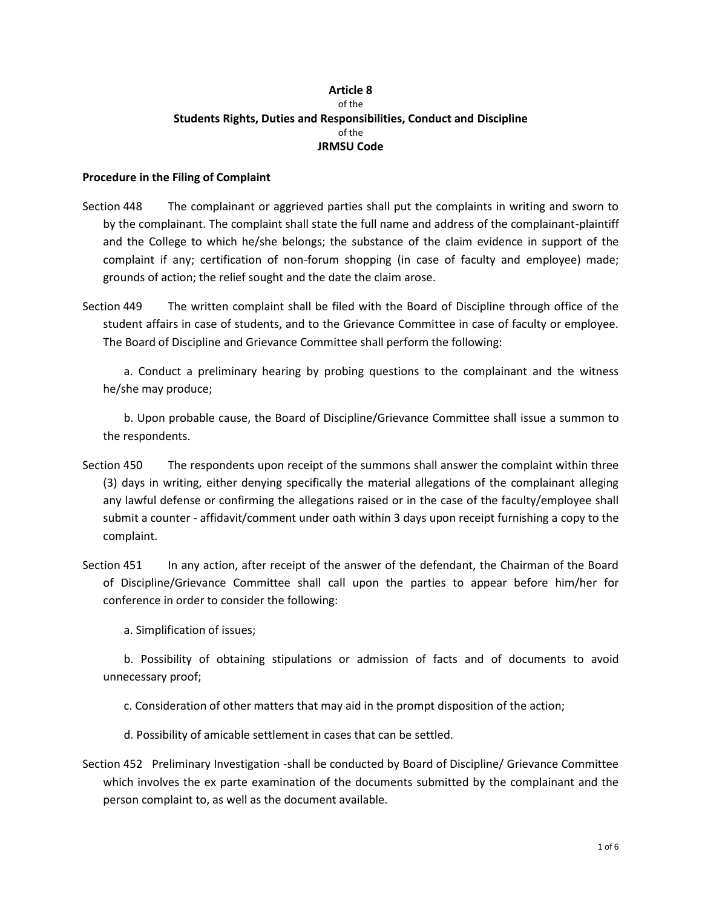**Article 8**

of the

**Students Rights, Duties and Responsibilities, Conduct and Discipline**

of the

**JRMSU Code**

**Procedure in the Filing of Complaint**

Section 448 The complainant or aggrieved parties shall put the complaints in writing and sworn to by the complainant. The complaint shall state the full name and address of the complainant-plaintiff and the College to which he/she belongs; the substance of the claim evidence in support of the complaint if any; certification of non-forum shopping (in case of faculty and employee) made; grounds of action; the relief sought and the date the claim arose.

Section 449 The written complaint shall be filed with the Board of Discipline through office of the student affairs in case of students, and to the Grievance Committee in case of faculty or employee. The Board of Discipline and Grievance Committee shall perform the following:

a. Conduct a preliminary hearing by probing questions to the complainant and the witness he/she may produce;

b. Upon probable cause, the Board of Discipline/Grievance Committee shall issue a summon to the respondents.

Section 450 The respondents upon receipt of the summons shall answer the complaint within three (3) days in writing, either denying specifically the material allegations of the complainant alleging any lawful defense or confirming the allegations raised or in the case of the faculty/employee shall submit a counter - affidavit/comment under oath within 3 days upon receipt furnishing a copy to the complaint.

Section 451 In any action, after receipt of the answer of the defendant, the Chairman of the Board of Discipline/Grievance Committee shall call upon the parties to appear before him/her for conference in order to consider the following:

a. Simplification of issues;

b. Possibility of obtaining stipulations or admission of facts and of documents to avoid unnecessary proof;

c. Consideration of other matters that may aid in the prompt disposition of the action;

d. Possibility of amicable settlement in cases that can be settled.

Section 452 Preliminary Investigation -shall be conducted by Board of Discipline/ Grievance Committee which involves the ex parte examination of the documents submitted by the complainant and the person complaint to, as well as the document available.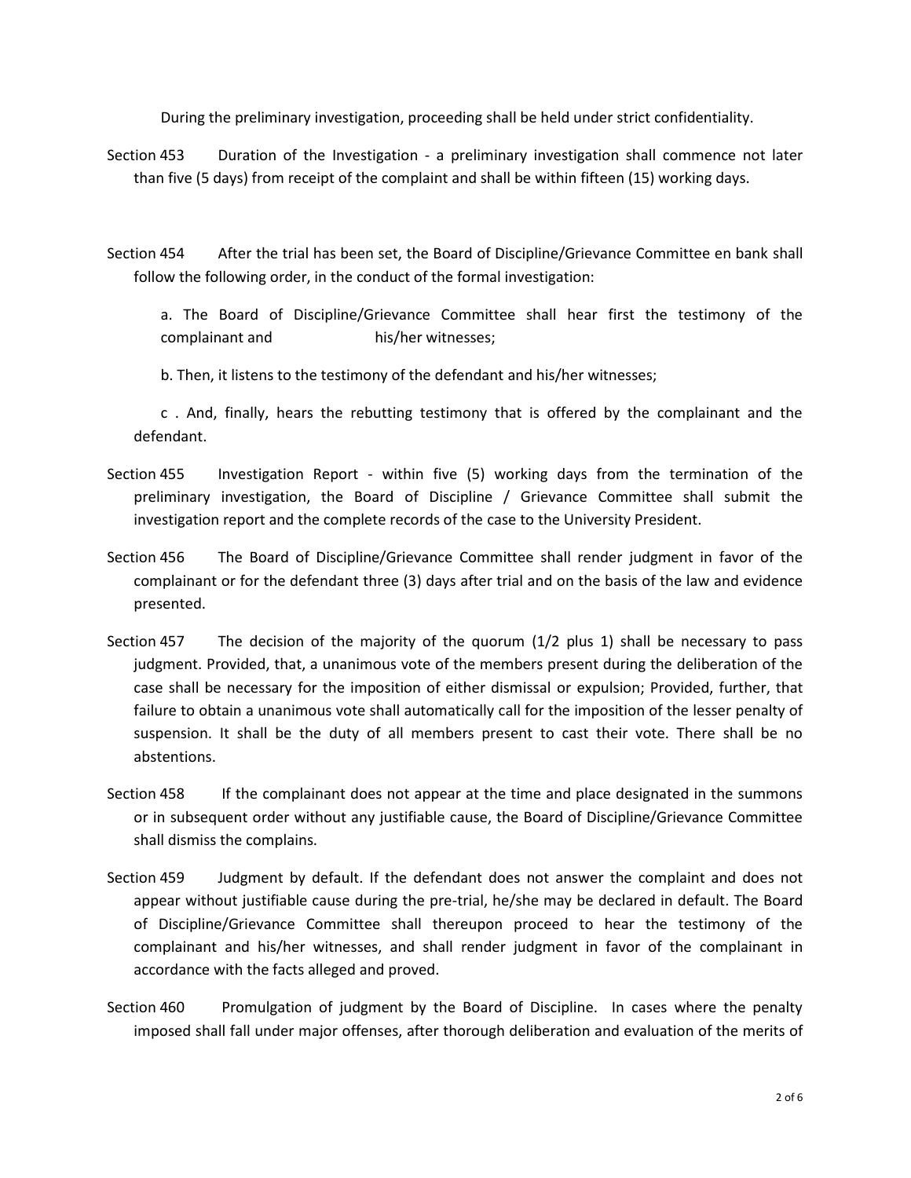During the preliminary investigation, proceeding shall be held under strict confidentiality.

Section 453 Duration of the Investigation - a preliminary investigation shall commence not later than five (5 days) from receipt of the complaint and shall be within fifteen (15) working days.

Section 454 After the trial has been set, the Board of Discipline/Grievance Committee en bank shall follow the following order, in the conduct of the formal investigation:

a. The Board of Discipline/Grievance Committee shall hear first the testimony of the complainant and his/her witnesses;

b. Then, it listens to the testimony of the defendant and his/her witnesses;

c . And, finally, hears the rebutting testimony that is offered by the complainant and the defendant.

Section 455 Investigation Report - within five (5) working days from the termination of the preliminary investigation, the Board of Discipline / Grievance Committee shall submit the investigation report and the complete records of the case to the University President.

Section 456 The Board of Discipline/Grievance Committee shall render judgment in favor of the complainant or for the defendant three (3) days after trial and on the basis of the law and evidence presented.

Section 457 The decision of the majority of the quorum (1/2 plus 1) shall be necessary to pass judgment. Provided, that, a unanimous vote of the members present during the deliberation of the case shall be necessary for the imposition of either dismissal or expulsion; Provided, further, that failure to obtain a unanimous vote shall automatically call for the imposition of the lesser penalty of suspension. It shall be the duty of all members present to cast their vote. There shall be no abstentions.

Section 458 If the complainant does not appear at the time and place designated in the summons or in subsequent order without any justifiable cause, the Board of Discipline/Grievance Committee shall dismiss the complains.

Section 459 Judgment by default. If the defendant does not answer the complaint and does not appear without justifiable cause during the pre-trial, he/she may be declared in default. The Board of Discipline/Grievance Committee shall thereupon proceed to hear the testimony of the complainant and his/her witnesses, and shall render judgment in favor of the complainant in accordance with the facts alleged and proved.

Section 460 Promulgation of judgment by the Board of Discipline. In cases where the penalty imposed shall fall under major offenses, after thorough deliberation and evaluation of the merits of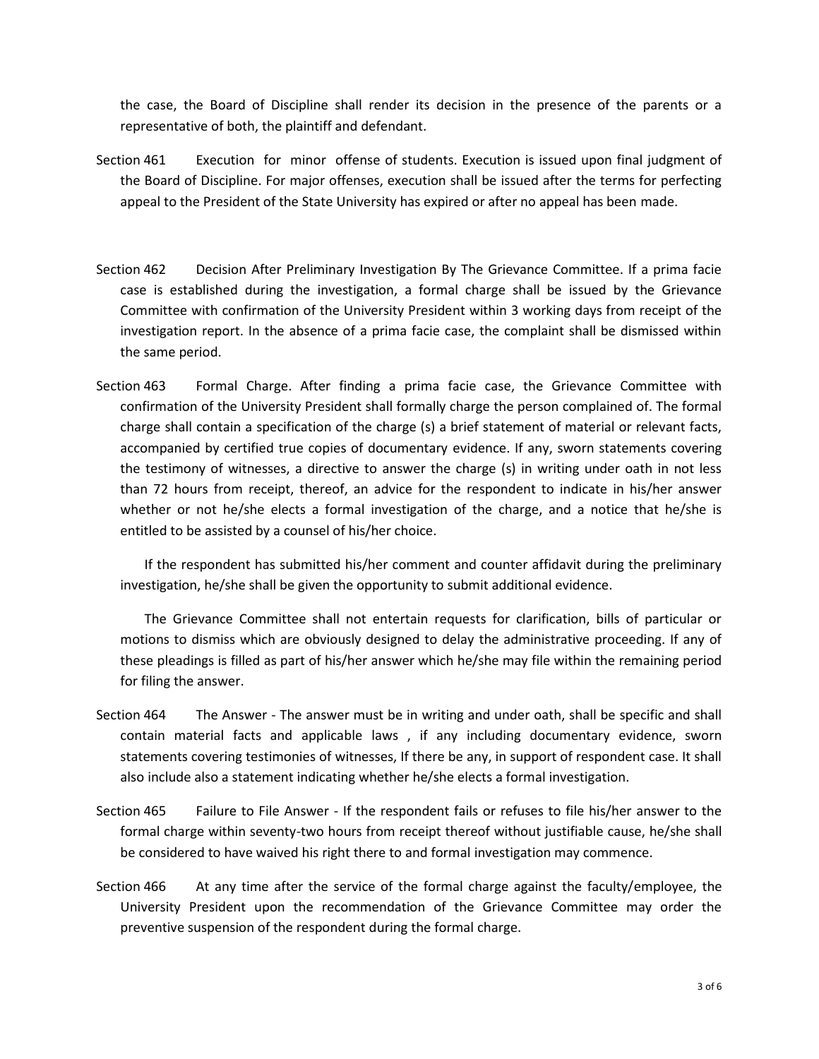the case, the Board of Discipline shall render its decision in the presence of the parents or a representative of both, the plaintiff and defendant.

Section 461 Execution for minor offense of students. Execution is issued upon final judgment of the Board of Discipline. For major offenses, execution shall be issued after the terms for perfecting appeal to the President of the State University has expired or after no appeal has been made.

Section 462 Decision After Preliminary Investigation By The Grievance Committee. If a prima facie case is established during the investigation, a formal charge shall be issued by the Grievance Committee with confirmation of the University President within 3 working days from receipt of the investigation report. In the absence of a prima facie case, the complaint shall be dismissed within the same period.

Section 463 Formal Charge. After finding a prima facie case, the Grievance Committee with confirmation of the University President shall formally charge the person complained of. The formal charge shall contain a specification of the charge (s) a brief statement of material or relevant facts, accompanied by certified true copies of documentary evidence. If any, sworn statements covering the testimony of witnesses, a directive to answer the charge (s) in writing under oath in not less than 72 hours from receipt, thereof, an advice for the respondent to indicate in his/her answer whether or not he/she elects a formal investigation of the charge, and a notice that he/she is entitled to be assisted by a counsel of his/her choice.

If the respondent has submitted his/her comment and counter affidavit during the preliminary investigation, he/she shall be given the opportunity to submit additional evidence.

The Grievance Committee shall not entertain requests for clarification, bills of particular or motions to dismiss which are obviously designed to delay the administrative proceeding. If any of these pleadings is filled as part of his/her answer which he/she may file within the remaining period for filing the answer.

Section 464 The Answer - The answer must be in writing and under oath, shall be specific and shall contain material facts and applicable laws , if any including documentary evidence, sworn statements covering testimonies of witnesses, If there be any, in support of respondent case. It shall also include also a statement indicating whether he/she elects a formal investigation.

Section 465 Failure to File Answer - If the respondent fails or refuses to file his/her answer to the formal charge within seventy-two hours from receipt thereof without justifiable cause, he/she shall be considered to have waived his right there to and formal investigation may commence.

Section 466 At any time after the service of the formal charge against the faculty/employee, the University President upon the recommendation of the Grievance Committee may order the preventive suspension of the respondent during the formal charge.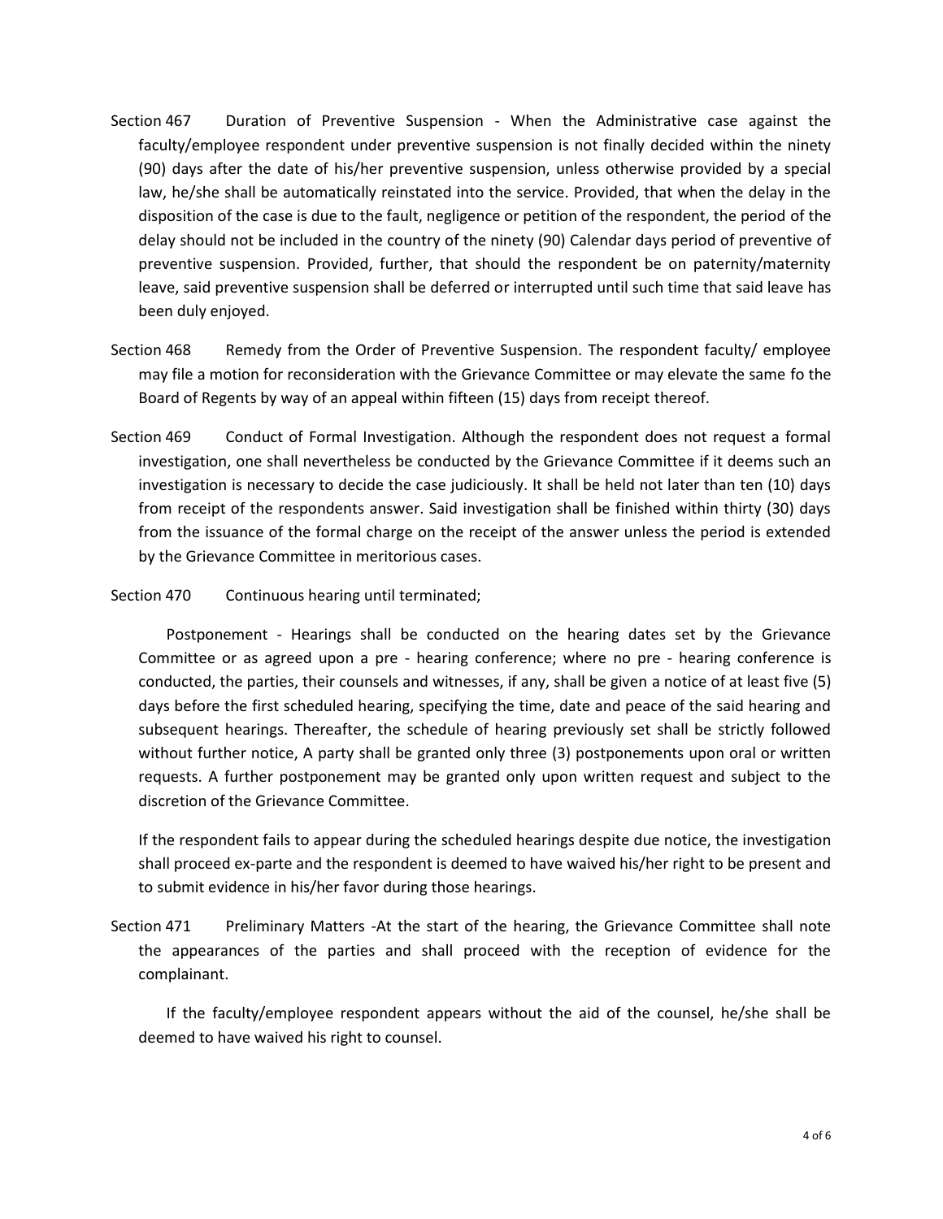Section 467 Duration of Preventive Suspension - When the Administrative case against the faculty/employee respondent under preventive suspension is not finally decided within the ninety (90) days after the date of his/her preventive suspension, unless otherwise provided by a special law, he/she shall be automatically reinstated into the service. Provided, that when the delay in the disposition of the case is due to the fault, negligence or petition of the respondent, the period of the delay should not be included in the country of the ninety (90) Calendar days period of preventive of preventive suspension. Provided, further, that should the respondent be on paternity/maternity leave, said preventive suspension shall be deferred or interrupted until such time that said leave has been duly enjoyed.

Section 468 Remedy from the Order of Preventive Suspension. The respondent faculty/ employee may file a motion for reconsideration with the Grievance Committee or may elevate the same fo the Board of Regents by way of an appeal within fifteen (15) days from receipt thereof.

Section 469 Conduct of Formal Investigation. Although the respondent does not request a formal investigation, one shall nevertheless be conducted by the Grievance Committee if it deems such an investigation is necessary to decide the case judiciously. It shall be held not later than ten (10) days from receipt of the respondents answer. Said investigation shall be finished within thirty (30) days from the issuance of the formal charge on the receipt of the answer unless the period is extended by the Grievance Committee in meritorious cases.

Section 470 Continuous hearing until terminated;

Postponement - Hearings shall be conducted on the hearing dates set by the Grievance Committee or as agreed upon a pre - hearing conference; where no pre - hearing conference is conducted, the parties, their counsels and witnesses, if any, shall be given a notice of at least five (5) days before the first scheduled hearing, specifying the time, date and peace of the said hearing and subsequent hearings. Thereafter, the schedule of hearing previously set shall be strictly followed without further notice, A party shall be granted only three (3) postponements upon oral or written requests. A further postponement may be granted only upon written request and subject to the discretion of the Grievance Committee.

If the respondent fails to appear during the scheduled hearings despite due notice, the investigation shall proceed ex-parte and the respondent is deemed to have waived his/her right to be present and to submit evidence in his/her favor during those hearings.

Section 471 Preliminary Matters -At the start of the hearing, the Grievance Committee shall note the appearances of the parties and shall proceed with the reception of evidence for the complainant.

If the faculty/employee respondent appears without the aid of the counsel, he/she shall be deemed to have waived his right to counsel.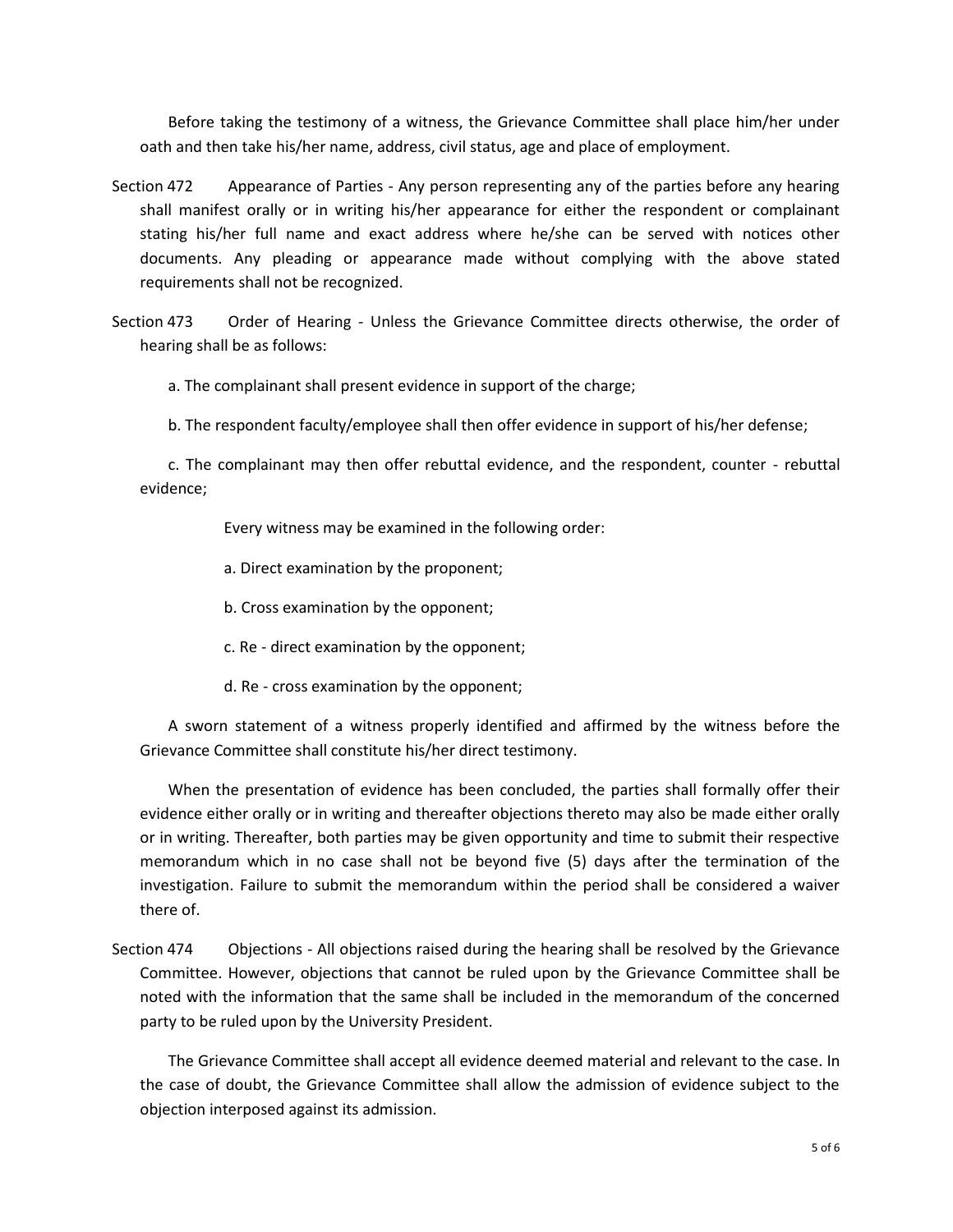Before taking the testimony of a witness, the Grievance Committee shall place him/her under oath and then take his/her name, address, civil status, age and place of employment.

Section 472 Appearance of Parties - Any person representing any of the parties before any hearing shall manifest orally or in writing his/her appearance for either the respondent or complainant stating his/her full name and exact address where he/she can be served with notices other documents. Any pleading or appearance made without complying with the above stated requirements shall not be recognized.

Section 473 Order of Hearing - Unless the Grievance Committee directs otherwise, the order of hearing shall be as follows:

a. The complainant shall present evidence in support of the charge;

b. The respondent faculty/employee shall then offer evidence in support of his/her defense;

c. The complainant may then offer rebuttal evidence, and the respondent, counter - rebuttal evidence;

Every witness may be examined in the following order:

a. Direct examination by the proponent;

b. Cross examination by the opponent;

c. Re - direct examination by the opponent;

d. Re - cross examination by the opponent;

A sworn statement of a witness properly identified and affirmed by the witness before the Grievance Committee shall constitute his/her direct testimony.

When the presentation of evidence has been concluded, the parties shall formally offer their evidence either orally or in writing and thereafter objections thereto may also be made either orally or in writing. Thereafter, both parties may be given opportunity and time to submit their respective memorandum which in no case shall not be beyond five (5) days after the termination of the investigation. Failure to submit the memorandum within the period shall be considered a waiver there of.

Section 474 Objections - All objections raised during the hearing shall be resolved by the Grievance Committee. However, objections that cannot be ruled upon by the Grievance Committee shall be noted with the information that the same shall be included in the memorandum of the concerned party to be ruled upon by the University President.

The Grievance Committee shall accept all evidence deemed material and relevant to the case. In the case of doubt, the Grievance Committee shall allow the admission of evidence subject to the objection interposed against its admission.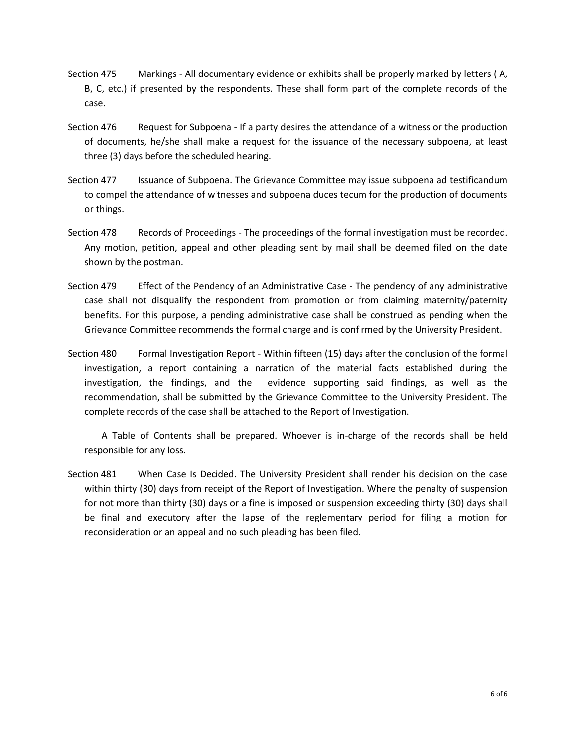Section 475 Markings - All documentary evidence or exhibits shall be properly marked by letters ( A, B, C, etc.) if presented by the respondents. These shall form part of the complete records of the case.

Section 476 Request for Subpoena - If a party desires the attendance of a witness or the production of documents, he/she shall make a request for the issuance of the necessary subpoena, at least three (3) days before the scheduled hearing.

Section 477 Issuance of Subpoena. The Grievance Committee may issue subpoena ad testificandum to compel the attendance of witnesses and subpoena duces tecum for the production of documents or things.

Section 478 Records of Proceedings - The proceedings of the formal investigation must be recorded. Any motion, petition, appeal and other pleading sent by mail shall be deemed filed on the date shown by the postman.

Section 479 Effect of the Pendency of an Administrative Case - The pendency of any administrative case shall not disqualify the respondent from promotion or from claiming maternity/paternity benefits. For this purpose, a pending administrative case shall be construed as pending when the Grievance Committee recommends the formal charge and is confirmed by the University President.

Section 480 Formal Investigation Report - Within fifteen (15) days after the conclusion of the formal investigation, a report containing a narration of the material facts established during the investigation, the findings, and the evidence supporting said findings, as well as the recommendation, shall be submitted by the Grievance Committee to the University President. The complete records of the case shall be attached to the Report of Investigation.

A Table of Contents shall be prepared. Whoever is in-charge of the records shall be held responsible for any loss.

Section 481 When Case Is Decided. The University President shall render his decision on the case within thirty (30) days from receipt of the Report of Investigation. Where the penalty of suspension for not more than thirty (30) days or a fine is imposed or suspension exceeding thirty (30) days shall be final and executory after the lapse of the reglementary period for filing a motion for reconsideration or an appeal and no such pleading has been filed.